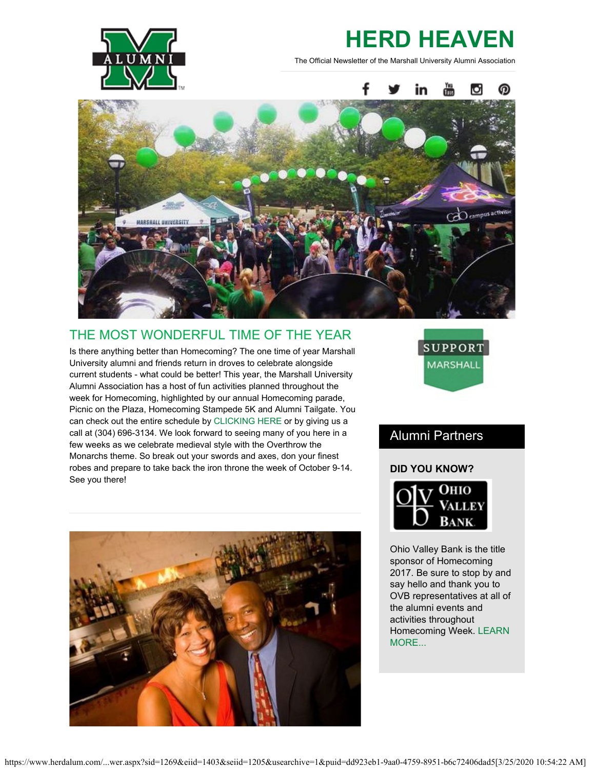# HERD HEAVEN

The Official Newsletter of the Marshall University Alumni Association

## THE MOST WONDERFUL TIME OF THE YEAR

Is there anything better than Homecoming? The one time of year Marshall University alumni and friends return in droves to celebrate alongside current students - what could be better! This year, the Marshall University Alumni Association has a host of fun activities planned throughout the week for Homecoming, highlighted by our annual Homecoming parade, Picnic on the Plaza, Homecoming Stampede 5K and Alumni Tailgate. You can check out the entire schedule by CLICKING HERE or by giving us a call at (304) 696-3134. We look forward to seeing many of you here in a few weeks as we celebrate medieval style with the Overthrow the Monarchs theme. So break out your swords and axes, don your finest robes and prepare to take back the iron throne the week of October 9-14. See you there!

SUPPORT MARSHALL

## Alumni Partners

**DID YOU KNOW?**

Ohio Valley Bank is the title sponsor of Homecoming 2017. Be sure to stop by and say hello and thank you to OVB representatives at all of the alumni events and activities throughout Homecoming Week. LEARN MORE...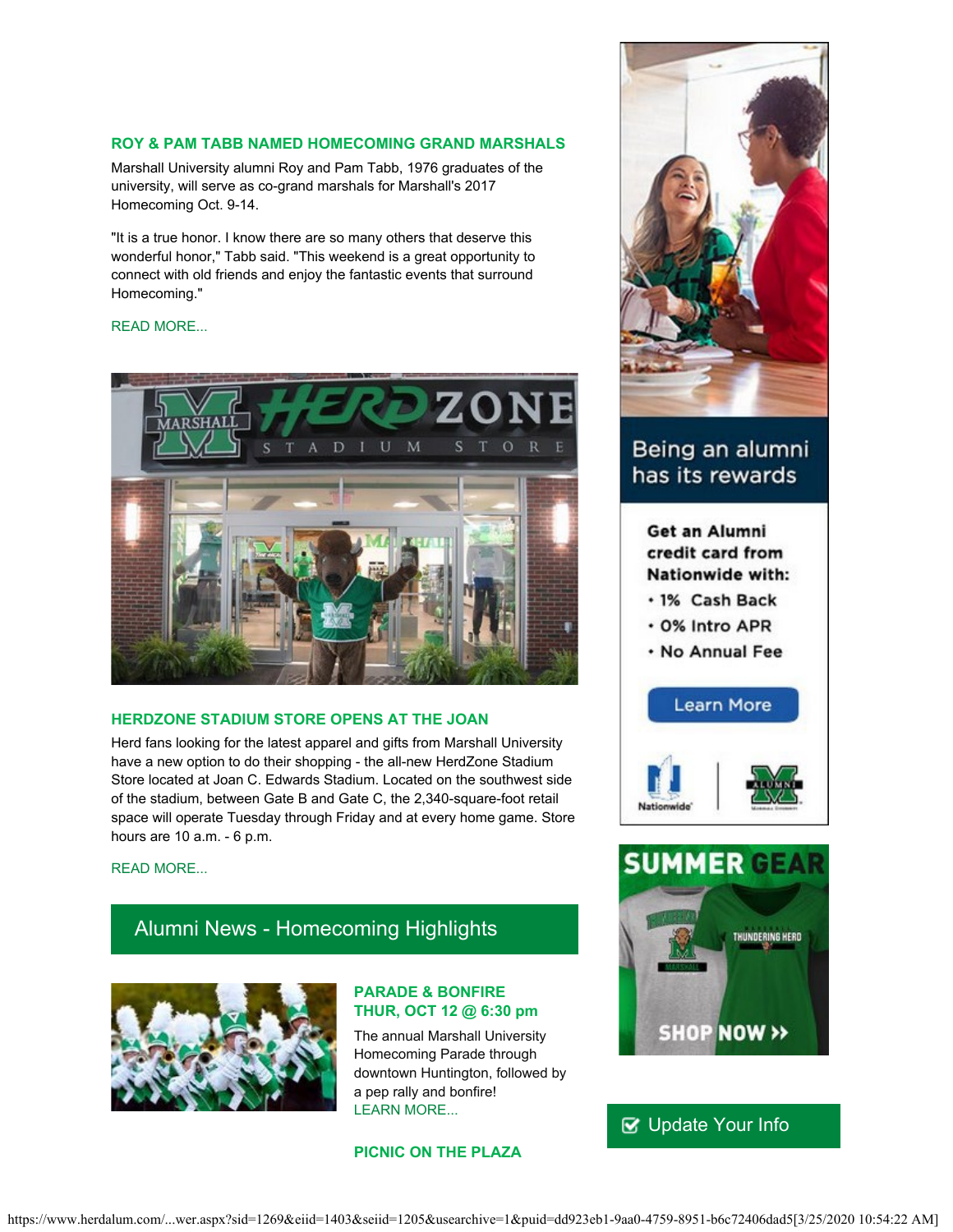### ROY & PAM TABB NAMED HOMECOMING GRAND MARSHALS

Marshall University alumni Roy and Pam Tabb, 1976 graduates of the university, will serve as co-grand marshals for Marshall's 2017 Homecoming Oct. 9-14.

"It is a true honor. I know there are so many others that deserve this wonderful honor," Tabb said. "This weekend is a great opportunity to connect with old friends and enjoy the fantastic events that surround Homecoming."

READ MORE...

### HERDZONE STADIUM STORE OPENS AT THE JOAN

Herd fans looking for the latest apparel and gifts from Marshall University have a new option to do their shopping - the all-new HerdZone Stadium Store located at Joan C. Edwards Stadium. Located on the southwest side of the stadium, between Gate B and Gate C, the 2,340-square-foot retail space will operate Tuesday through Friday and at every home game. Store hours are 10 a.m. - 6 p.m.

READ MORE...

## Alumni News - Homecoming Highlights

### PARADE & BONFIRE
### THUR, OCT 12 @ 6:30 pm

The annual Marshall University Homecoming Parade through downtown Huntington, followed by a pep rally and bonfire!
LEARN MORE...

### PICNIC ON THE PLAZA

Being an alumni has its rewards

Get an Alumni credit card from Nationwide with:

- 1% Cash Back
- 0% Intro APR
- No Annual Fee

Learn More

SUMMER GEAR

SHOP NOW »

Update Your Info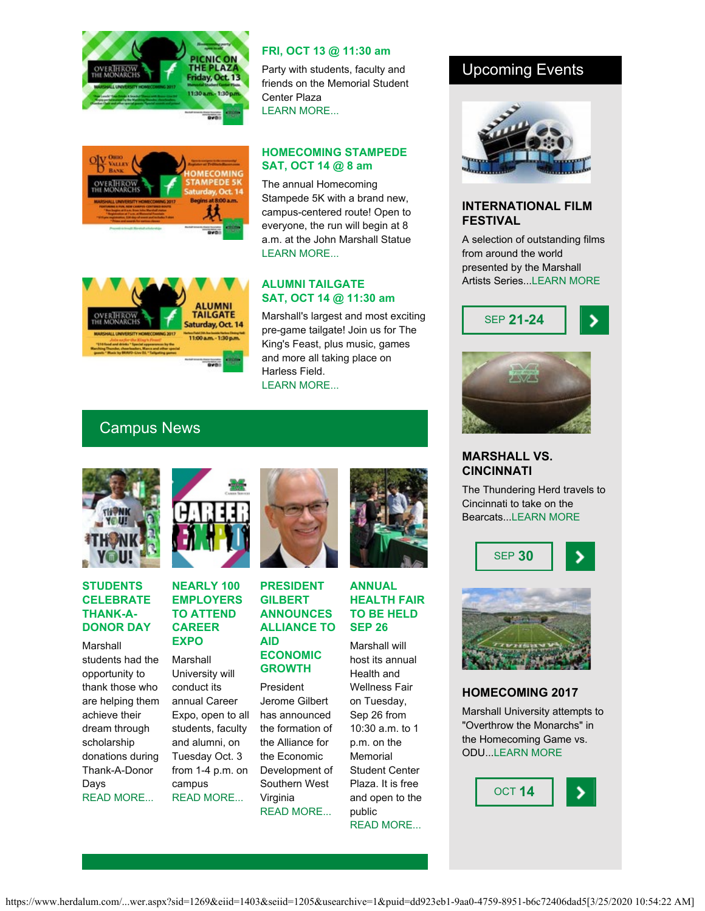**FRI, OCT 13 @ 11:30 am**

Party with students, faculty and friends on the Memorial Student Center Plaza

LEARN MORE...

**HOMECOMING STAMPEDE SAT, OCT 14 @ 8 am**

The annual Homecoming Stampede 5K with a brand new, campus-centered route! Open to everyone, the run will begin at 8 a.m. at the John Marshall Statue

LEARN MORE...

**ALUMNI TAILGATE SAT, OCT 14 @ 11:30 am**

Marshall's largest and most exciting pre-game tailgate! Join us for The King's Feast, plus music, games and more all taking place on Harless Field.

LEARN MORE...

## Campus News

### STUDENTS CELEBRATE THANK-A-DONOR DAY

Marshall students had the opportunity to thank those who are helping them achieve their dream through scholarship donations during Thank-A-Donor Days

READ MORE...

### NEARLY 100 EMPLOYERS TO ATTEND CAREER EXPO

Marshall University will conduct its annual Career Expo, open to all students, faculty and alumni, on Tuesday Oct. 3 from 1-4 p.m. on campus

READ MORE...

### PRESIDENT GILBERT ANNOUNCES ALLIANCE TO AID ECONOMIC GROWTH

President Jerome Gilbert has announced the formation of the Alliance for the Economic Development of Southern West Virginia

READ MORE...

### ANNUAL HEALTH FAIR TO BE HELD SEP 26

Marshall will host its annual Health and Wellness Fair on Tuesday, Sep 26 from 10:30 a.m. to 1 p.m. on the Memorial Student Center Plaza. It is free and open to the public

READ MORE...

## Upcoming Events

### INTERNATIONAL FILM FESTIVAL

A selection of outstanding films from around the world presented by the Marshall Artists Series...LEARN MORE

SEP **21-24**

### MARSHALL VS. CINCINNATI

The Thundering Herd travels to Cincinnati to take on the Bearcats...LEARN MORE

SEP **30**

### HOMECOMING 2017

Marshall University attempts to "Overthrow the Monarchs" in the Homecoming Game vs. ODU...LEARN MORE

OCT **14**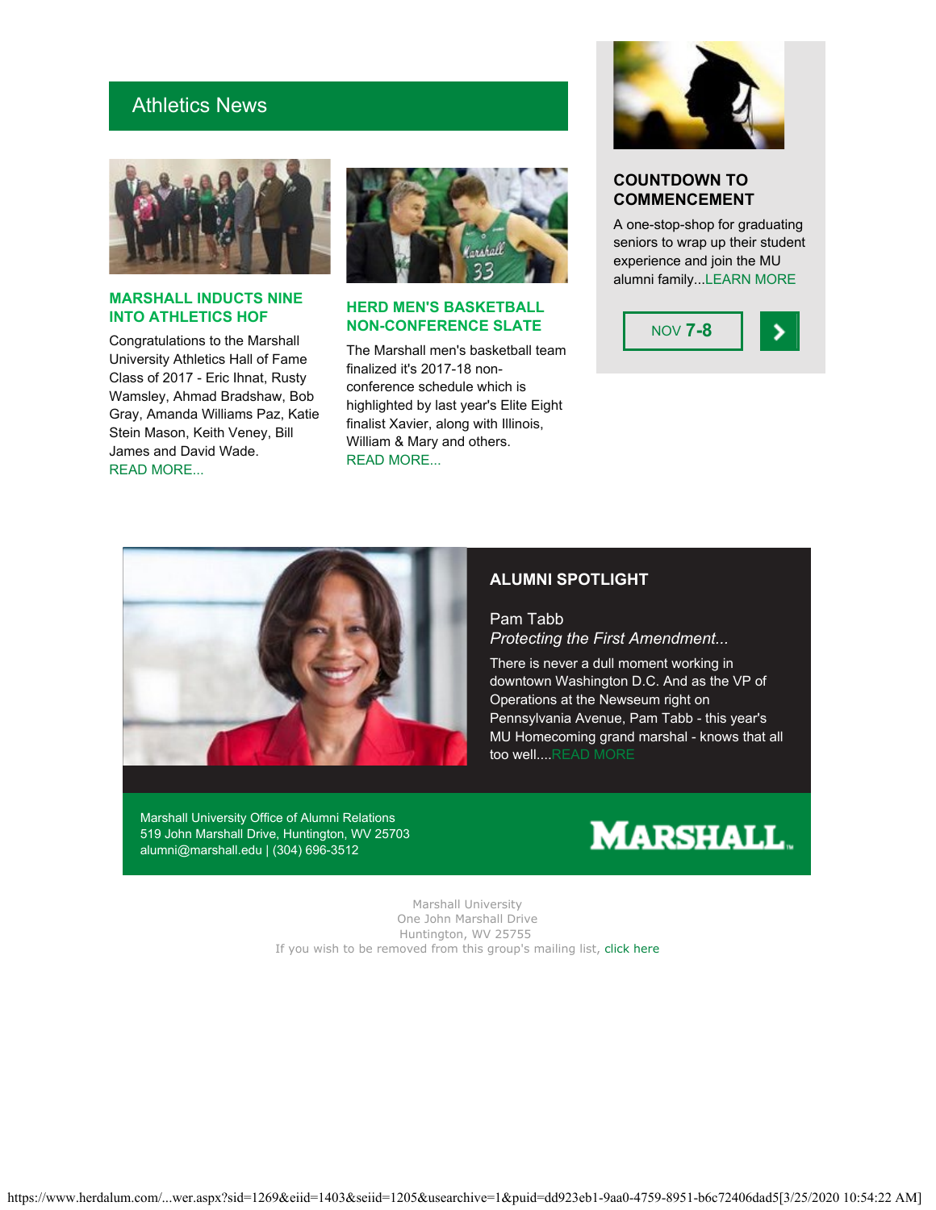## Athletics News

### MARSHALL INDUCTS NINE INTO ATHLETICS HOF

Congratulations to the Marshall University Athletics Hall of Fame Class of 2017 - Eric Ihnat, Rusty Wamsley, Ahmad Bradshaw, Bob Gray, Amanda Williams Paz, Katie Stein Mason, Keith Veney, Bill James and David Wade.
READ MORE...

### HERD MEN'S BASKETBALL NON-CONFERENCE SLATE

The Marshall men's basketball team finalized it's 2017-18 non-conference schedule which is highlighted by last year's Elite Eight finalist Xavier, along with Illinois, William & Mary and others.
READ MORE...

### COUNTDOWN TO COMMENCEMENT

A one-stop-shop for graduating seniors to wrap up their student experience and join the MU alumni family...LEARN MORE

NOV **7-8**

### ALUMNI SPOTLIGHT

Pam Tabb
*Protecting the First Amendment...*

There is never a dull moment working in downtown Washington D.C. And as the VP of Operations at the Newseum right on Pennsylvania Avenue, Pam Tabb - this year's MU Homecoming grand marshal - knows that all too well....READ MORE

Marshall University Office of Alumni Relations
519 John Marshall Drive, Huntington, WV 25703
alumni@marshall.edu | (304) 696-3512

MARSHALL

Marshall University
One John Marshall Drive
Huntington, WV 25755
If you wish to be removed from this group's mailing list, click here